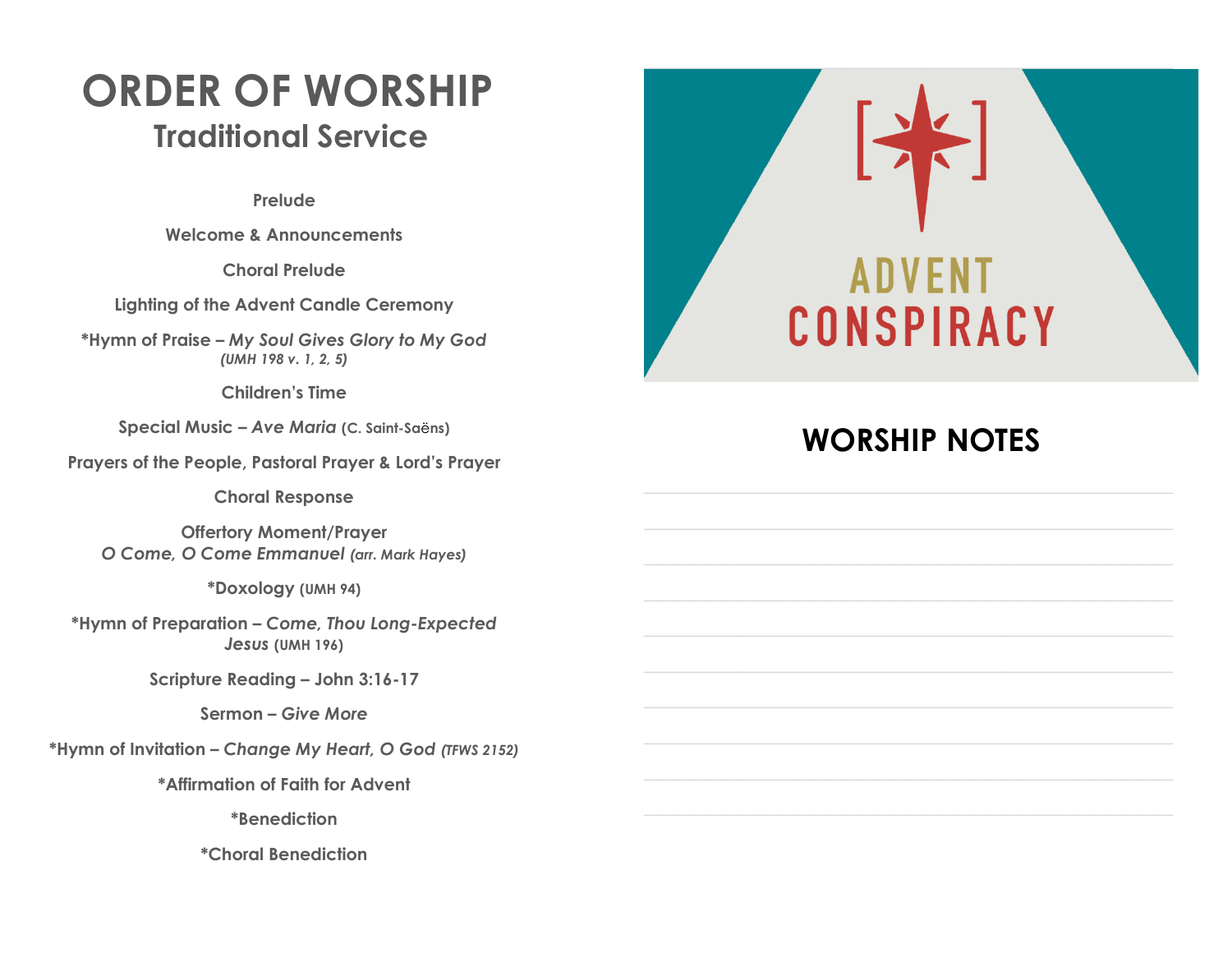# ORDER OF WORSHIP

## Traditional Service

**Prelude**

**Welcome & Announcements**

**Choral Prelude**

**Lighting of the Advent Candle Ceremony**

**\*Hymn of Praise – *My Soul Gives Glory to My God* *(UMH 198 v. 1, 2, 5)***

**Children's Time**

**Special Music – *Ave Maria* (C. Saint-Saëns)**

**Prayers of the People, Pastoral Prayer & Lord's Prayer**

**Choral Response**

**Offertory Moment/Prayer**
***O Come, O Come Emmanuel* *(arr. Mark Hayes)***

**\*Doxology (UMH 94)**

**\*Hymn of Preparation – *Come, Thou Long-Expected Jesus* (UMH 196)**

**Scripture Reading – John 3:16-17**

**Sermon – *Give More***

**\*Hymn of Invitation – *Change My Heart, O God* *(TFWS 2152)***

**\*Affirmation of Faith for Advent**

**\*Benediction**

**\*Choral Benediction**

ADVENT CONSPIRACY

## WORSHIP NOTES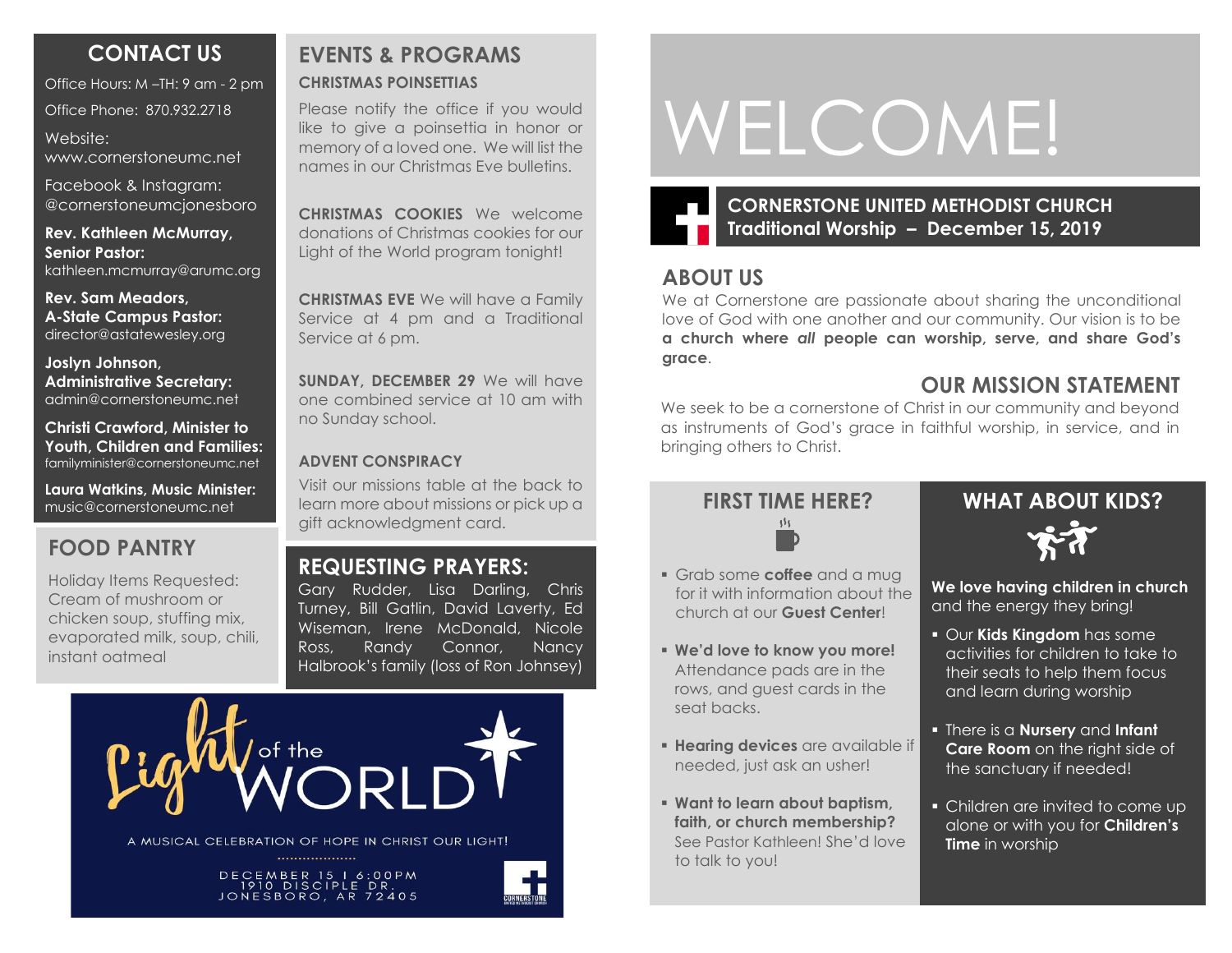## CONTACT US

Office Hours: M –TH: 9 am - 2 pm

Office Phone: 870.932.2718

Website: www.cornerstoneumc.net

Facebook & Instagram: @cornerstoneumcjonesboro

**Rev. Kathleen McMurray, Senior Pastor:**
kathleen.mcmurray@arumc.org

**Rev. Sam Meadors, A-State Campus Pastor:**
director@astatewesley.org

**Joslyn Johnson, Administrative Secretary:**
admin@cornerstoneumc.net

**Christi Crawford, Minister to Youth, Children and Families:**
familyminister@cornerstoneumc.net

**Laura Watkins, Music Minister:**
music@cornerstoneumc.net

## FOOD PANTRY

Holiday Items Requested: Cream of mushroom or chicken soup, stuffing mix, evaporated milk, soup, chili, instant oatmeal

## EVENTS & PROGRAMS

### CHRISTMAS POINSETTIAS

Please notify the office if you would like to give a poinsettia in honor or memory of a loved one. We will list the names in our Christmas Eve bulletins.

**CHRISTMAS COOKIES** We welcome donations of Christmas cookies for our Light of the World program tonight!

**CHRISTMAS EVE** We will have a Family Service at 4 pm and a Traditional Service at 6 pm.

**SUNDAY, DECEMBER 29** We will have one combined service at 10 am with no Sunday school.

### ADVENT CONSPIRACY

Visit our missions table at the back to learn more about missions or pick up a gift acknowledgment card.

## REQUESTING PRAYERS:

Gary Rudder, Lisa Darling, Chris Turney, Bill Gatlin, David Laverty, Ed Wiseman, Irene McDonald, Nicole Ross, Randy Connor, Nancy Halbrook's family (loss of Ron Johnsey)

Light of the WORLD

A MUSICAL CELEBRATION OF HOPE IN CHRIST OUR LIGHT!

DECEMBER 15 | 6:00PM
1910 DISCIPLE DR.
JONESBORO, AR 72405

# WELCOME!

**CORNERSTONE UNITED METHODIST CHURCH**
**Traditional Worship – December 15, 2019**

## ABOUT US

We at Cornerstone are passionate about sharing the unconditional love of God with one another and our community. Our vision is to be **a church where *all* people can worship, serve, and share God's grace**.

## OUR MISSION STATEMENT

We seek to be a cornerstone of Christ in our community and beyond as instruments of God's grace in faithful worship, in service, and in bringing others to Christ.

## FIRST TIME HERE?

- Grab some **coffee** and a mug for it with information about the church at our **Guest Center**!
- **We'd love to know you more!** Attendance pads are in the rows, and guest cards in the seat backs.
- **Hearing devices** are available if needed, just ask an usher!
- **Want to learn about baptism, faith, or church membership?** See Pastor Kathleen! She'd love to talk to you!

## WHAT ABOUT KIDS?

**We love having children in church** and the energy they bring!

- Our **Kids Kingdom** has some activities for children to take to their seats to help them focus and learn during worship
- There is a **Nursery** and **Infant Care Room** on the right side of the sanctuary if needed!
- Children are invited to come up alone or with you for **Children's Time** in worship